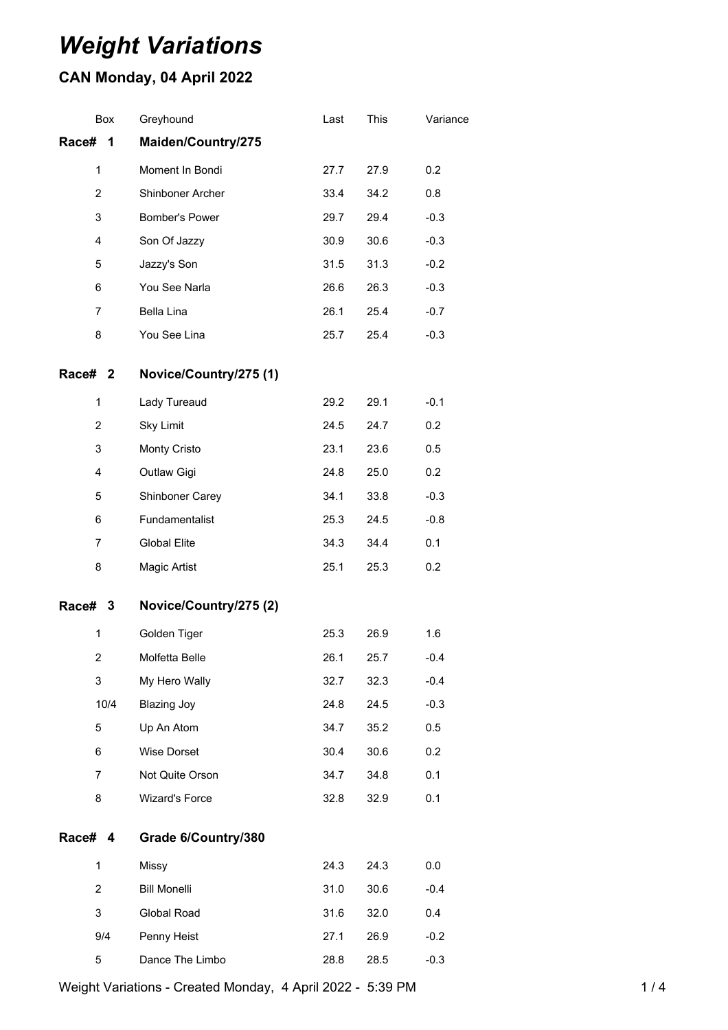# *Weight Variations*

## CAN Monday, 04 April 2022

| Box | Greyhound | Last | This | Variance |
|---|---|---|---|---|
| **Race# 1** | **Maiden/Country/275** | | | |
| 1 | Moment In Bondi | 27.7 | 27.9 | 0.2 |
| 2 | Shinboner Archer | 33.4 | 34.2 | 0.8 |
| 3 | Bomber's Power | 29.7 | 29.4 | -0.3 |
| 4 | Son Of Jazzy | 30.9 | 30.6 | -0.3 |
| 5 | Jazzy's Son | 31.5 | 31.3 | -0.2 |
| 6 | You See Narla | 26.6 | 26.3 | -0.3 |
| 7 | Bella Lina | 26.1 | 25.4 | -0.7 |
| 8 | You See Lina | 25.7 | 25.4 | -0.3 |
| **Race# 2** | **Novice/Country/275 (1)** | | | |
| 1 | Lady Tureaud | 29.2 | 29.1 | -0.1 |
| 2 | Sky Limit | 24.5 | 24.7 | 0.2 |
| 3 | Monty Cristo | 23.1 | 23.6 | 0.5 |
| 4 | Outlaw Gigi | 24.8 | 25.0 | 0.2 |
| 5 | Shinboner Carey | 34.1 | 33.8 | -0.3 |
| 6 | Fundamentalist | 25.3 | 24.5 | -0.8 |
| 7 | Global Elite | 34.3 | 34.4 | 0.1 |
| 8 | Magic Artist | 25.1 | 25.3 | 0.2 |
| **Race# 3** | **Novice/Country/275 (2)** | | | |
| 1 | Golden Tiger | 25.3 | 26.9 | 1.6 |
| 2 | Molfetta Belle | 26.1 | 25.7 | -0.4 |
| 3 | My Hero Wally | 32.7 | 32.3 | -0.4 |
| 10/4 | Blazing Joy | 24.8 | 24.5 | -0.3 |
| 5 | Up An Atom | 34.7 | 35.2 | 0.5 |
| 6 | Wise Dorset | 30.4 | 30.6 | 0.2 |
| 7 | Not Quite Orson | 34.7 | 34.8 | 0.1 |
| 8 | Wizard's Force | 32.8 | 32.9 | 0.1 |
| **Race# 4** | **Grade 6/Country/380** | | | |
| 1 | Missy | 24.3 | 24.3 | 0.0 |
| 2 | Bill Monelli | 31.0 | 30.6 | -0.4 |
| 3 | Global Road | 31.6 | 32.0 | 0.4 |
| 9/4 | Penny Heist | 27.1 | 26.9 | -0.2 |
| 5 | Dance The Limbo | 28.8 | 28.5 | -0.3 |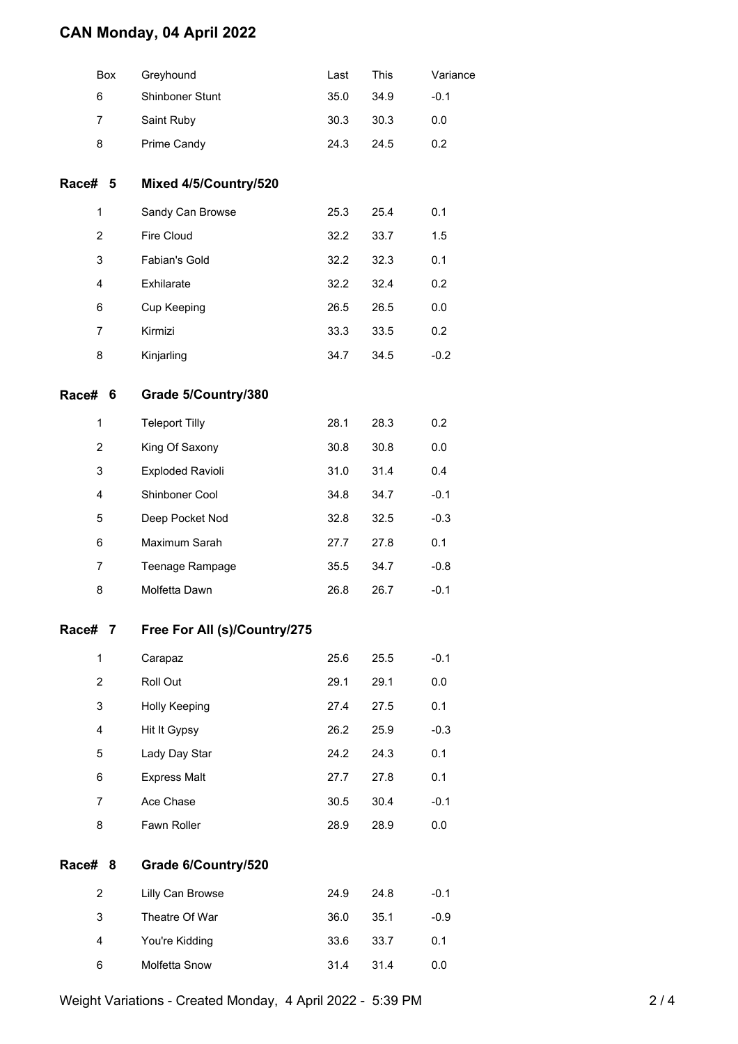# CAN Monday, 04 April 2022

| Box | Greyhound | Last | This | Variance |
|---|---|---|---|---|
| 6 | Shinboner Stunt | 35.0 | 34.9 | -0.1 |
| 7 | Saint Ruby | 30.3 | 30.3 | 0.0 |
| 8 | Prime Candy | 24.3 | 24.5 | 0.2 |

## Race# 5 Mixed 4/5/Country/520

| Box | Greyhound | Last | This | Variance |
|---|---|---|---|---|
| 1 | Sandy Can Browse | 25.3 | 25.4 | 0.1 |
| 2 | Fire Cloud | 32.2 | 33.7 | 1.5 |
| 3 | Fabian's Gold | 32.2 | 32.3 | 0.1 |
| 4 | Exhilarate | 32.2 | 32.4 | 0.2 |
| 6 | Cup Keeping | 26.5 | 26.5 | 0.0 |
| 7 | Kirmizi | 33.3 | 33.5 | 0.2 |
| 8 | Kinjarling | 34.7 | 34.5 | -0.2 |

## Race# 6 Grade 5/Country/380

| Box | Greyhound | Last | This | Variance |
|---|---|---|---|---|
| 1 | Teleport Tilly | 28.1 | 28.3 | 0.2 |
| 2 | King Of Saxony | 30.8 | 30.8 | 0.0 |
| 3 | Exploded Ravioli | 31.0 | 31.4 | 0.4 |
| 4 | Shinboner Cool | 34.8 | 34.7 | -0.1 |
| 5 | Deep Pocket Nod | 32.8 | 32.5 | -0.3 |
| 6 | Maximum Sarah | 27.7 | 27.8 | 0.1 |
| 7 | Teenage Rampage | 35.5 | 34.7 | -0.8 |
| 8 | Molfetta Dawn | 26.8 | 26.7 | -0.1 |

## Race# 7 Free For All (s)/Country/275

| Box | Greyhound | Last | This | Variance |
|---|---|---|---|---|
| 1 | Carapaz | 25.6 | 25.5 | -0.1 |
| 2 | Roll Out | 29.1 | 29.1 | 0.0 |
| 3 | Holly Keeping | 27.4 | 27.5 | 0.1 |
| 4 | Hit It Gypsy | 26.2 | 25.9 | -0.3 |
| 5 | Lady Day Star | 24.2 | 24.3 | 0.1 |
| 6 | Express Malt | 27.7 | 27.8 | 0.1 |
| 7 | Ace Chase | 30.5 | 30.4 | -0.1 |
| 8 | Fawn Roller | 28.9 | 28.9 | 0.0 |

## Race# 8 Grade 6/Country/520

| Box | Greyhound | Last | This | Variance |
|---|---|---|---|---|
| 2 | Lilly Can Browse | 24.9 | 24.8 | -0.1 |
| 3 | Theatre Of War | 36.0 | 35.1 | -0.9 |
| 4 | You're Kidding | 33.6 | 33.7 | 0.1 |
| 6 | Molfetta Snow | 31.4 | 31.4 | 0.0 |

Weight Variations - Created Monday, 4 April 2022 - 5:39 PM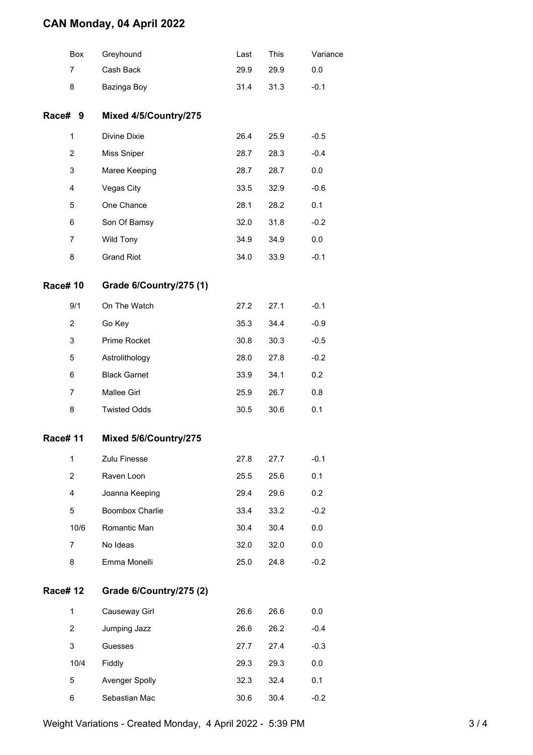# CAN Monday, 04 April 2022

| Box | Greyhound | Last | This | Variance |
|---|---|---|---|---|
| 7 | Cash Back | 29.9 | 29.9 | 0.0 |
| 8 | Bazinga Boy | 31.4 | 31.3 | -0.1 |

## Race# 9 Mixed 4/5/Country/275

| Box | Greyhound | Last | This | Variance |
|---|---|---|---|---|
| 1 | Divine Dixie | 26.4 | 25.9 | -0.5 |
| 2 | Miss Sniper | 28.7 | 28.3 | -0.4 |
| 3 | Maree Keeping | 28.7 | 28.7 | 0.0 |
| 4 | Vegas City | 33.5 | 32.9 | -0.6 |
| 5 | One Chance | 28.1 | 28.2 | 0.1 |
| 6 | Son Of Bamsy | 32.0 | 31.8 | -0.2 |
| 7 | Wild Tony | 34.9 | 34.9 | 0.0 |
| 8 | Grand Riot | 34.0 | 33.9 | -0.1 |

## Race# 10 Grade 6/Country/275 (1)

| Box | Greyhound | Last | This | Variance |
|---|---|---|---|---|
| 9/1 | On The Watch | 27.2 | 27.1 | -0.1 |
| 2 | Go Key | 35.3 | 34.4 | -0.9 |
| 3 | Prime Rocket | 30.8 | 30.3 | -0.5 |
| 5 | Astrolithology | 28.0 | 27.8 | -0.2 |
| 6 | Black Garnet | 33.9 | 34.1 | 0.2 |
| 7 | Mallee Girl | 25.9 | 26.7 | 0.8 |
| 8 | Twisted Odds | 30.5 | 30.6 | 0.1 |

## Race# 11 Mixed 5/6/Country/275

| Box | Greyhound | Last | This | Variance |
|---|---|---|---|---|
| 1 | Zulu Finesse | 27.8 | 27.7 | -0.1 |
| 2 | Raven Loon | 25.5 | 25.6 | 0.1 |
| 4 | Joanna Keeping | 29.4 | 29.6 | 0.2 |
| 5 | Boombox Charlie | 33.4 | 33.2 | -0.2 |
| 10/6 | Romantic Man | 30.4 | 30.4 | 0.0 |
| 7 | No Ideas | 32.0 | 32.0 | 0.0 |
| 8 | Emma Monelli | 25.0 | 24.8 | -0.2 |

## Race# 12 Grade 6/Country/275 (2)

| Box | Greyhound | Last | This | Variance |
|---|---|---|---|---|
| 1 | Causeway Girl | 26.6 | 26.6 | 0.0 |
| 2 | Jumping Jazz | 26.6 | 26.2 | -0.4 |
| 3 | Guesses | 27.7 | 27.4 | -0.3 |
| 10/4 | Fiddly | 29.3 | 29.3 | 0.0 |
| 5 | Avenger Spolly | 32.3 | 32.4 | 0.1 |
| 6 | Sebastian Mac | 30.6 | 30.4 | -0.2 |

Weight Variations - Created Monday, 4 April 2022 - 5:39 PM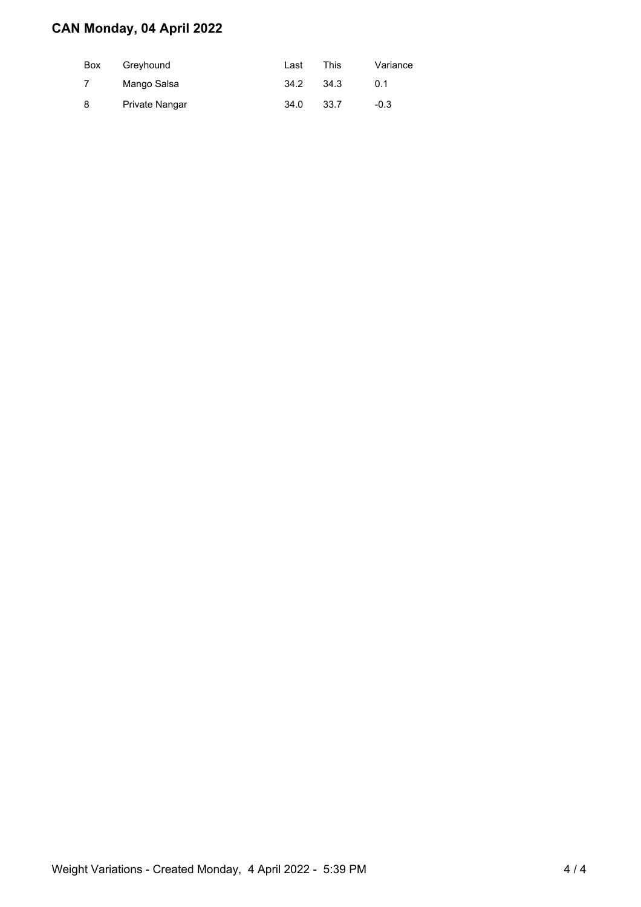# CAN Monday, 04 April 2022

| Box | Greyhound | Last | This | Variance |
|---|---|---|---|---|
| 7 | Mango Salsa | 34.2 | 34.3 | 0.1 |
| 8 | Private Nangar | 34.0 | 33.7 | -0.3 |

Weight Variations - Created Monday, 4 April 2022 - 5:39 PM